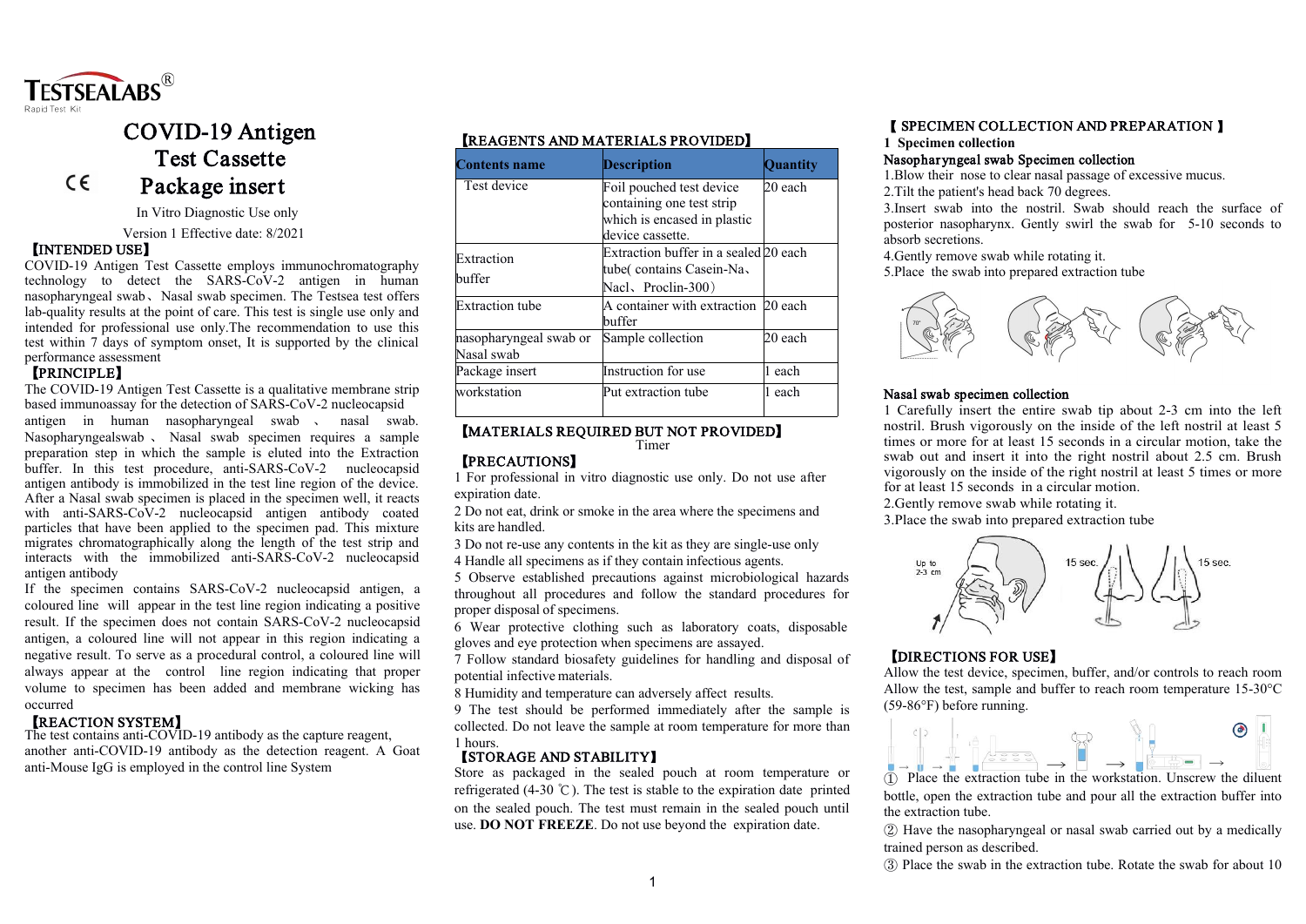TESTSEALABS®
Rapid Test Kit

# COVID-19 Antigen Test Cassette Package insert

CE

In Vitro Diagnostic Use only

Version 1 Effective date: 8/2021

## 【INTENDED USE】

COVID-19 Antigen Test Cassette employs immunochromatography technology to detect the SARS-CoV-2 antigen in human nasopharyngeal swab、Nasal swab specimen. The Testsea test offers lab-quality results at the point of care. This test is single use only and intended for professional use only.The recommendation to use this test within 7 days of symptom onset, It is supported by the clinical performance assessment

## 【PRINCIPLE】

The COVID-19 Antigen Test Cassette is a qualitative membrane strip based immunoassay for the detection of SARS-CoV-2 nucleocapsid antigen in human nasopharyngeal swab 、 nasal swab. Nasopharyngealswab 、 Nasal swab specimen requires a sample preparation step in which the sample is eluted into the Extraction buffer. In this test procedure, anti-SARS-CoV-2 nucleocapsid antigen antibody is immobilized in the test line region of the device. After a Nasal swab specimen is placed in the specimen well, it reacts with anti-SARS-CoV-2 nucleocapsid antigen antibody coated particles that have been applied to the specimen pad. This mixture migrates chromatographically along the length of the test strip and interacts with the immobilized anti-SARS-CoV-2 nucleocapsid antigen antibody

If the specimen contains SARS-CoV-2 nucleocapsid antigen, a coloured line will appear in the test line region indicating a positive result. If the specimen does not contain SARS-CoV-2 nucleocapsid antigen, a coloured line will not appear in this region indicating a negative result. To serve as a procedural control, a coloured line will always appear at the control line region indicating that proper volume to specimen has been added and membrane wicking has occurred

## 【REACTION SYSTEM】

The test contains anti-COVID-19 antibody as the capture reagent, another anti-COVID-19 antibody as the detection reagent. A Goat anti-Mouse IgG is employed in the control line System

## 【REAGENTS AND MATERIALS PROVIDED】

| Contents name | Description | Quantity |
|---|---|---|
| Test device | Foil pouched test device containing one test strip which is encased in plastic device cassette. | 20 each |
| Extraction buffer | Extraction buffer in a sealed tube( contains Casein-Na、Nacl、Proclin-300） | 20 each |
| Extraction tube | A container with extraction buffer | 20 each |
| nasopharyngeal swab or Nasal swab | Sample collection | 20 each |
| Package insert | Instruction for use | 1 each |
| workstation | Put extraction tube | 1 each |

## 【MATERIALS REQUIRED BUT NOT PROVIDED】

Timer

## 【PRECAUTIONS】

1 For professional in vitro diagnostic use only. Do not use after expiration date.

2 Do not eat, drink or smoke in the area where the specimens and kits are handled.

3 Do not re-use any contents in the kit as they are single-use only

4 Handle all specimens as if they contain infectious agents.

5 Observe established precautions against microbiological hazards throughout all procedures and follow the standard procedures for proper disposal of specimens.

6 Wear protective clothing such as laboratory coats, disposable gloves and eye protection when specimens are assayed.

7 Follow standard biosafety guidelines for handling and disposal of potential infective materials.

8 Humidity and temperature can adversely affect results.

9 The test should be performed immediately after the sample is collected. Do not leave the sample at room temperature for more than 1 hours.

## 【STORAGE AND STABILITY】

Store as packaged in the sealed pouch at room temperature or refrigerated (4-30 ℃). The test is stable to the expiration date printed on the sealed pouch. The test must remain in the sealed pouch until use. **DO NOT FREEZE**. Do not use beyond the expiration date.

## 【 SPECIMEN COLLECTION AND PREPARATION 】

**1 Specimen collection**

### Nasopharyngeal swab Specimen collection

1.Blow their nose to clear nasal passage of excessive mucus.

2.Tilt the patient's head back 70 degrees.

3.Insert swab into the nostril. Swab should reach the surface of posterior nasopharynx. Gently swirl the swab for 5-10 seconds to absorb secretions.

4.Gently remove swab while rotating it.

5.Place the swab into prepared extraction tube

### Nasal swab specimen collection

1 Carefully insert the entire swab tip about 2-3 cm into the left nostril. Brush vigorously on the inside of the left nostril at least 5 times or more for at least 15 seconds in a circular motion, take the swab out and insert it into the right nostril about 2.5 cm. Brush vigorously on the inside of the right nostril at least 5 times or more for at least 15 seconds in a circular motion.

2.Gently remove swab while rotating it.

3.Place the swab into prepared extraction tube

Up to 2-3 cm   15 sec.   15 sec.

## 【DIRECTIONS FOR USE】

Allow the test device, specimen, buffer, and/or controls to reach room Allow the test, sample and buffer to reach room temperature 15-30°C (59-86°F) before running.

① Place the extraction tube in the workstation. Unscrew the diluent bottle, open the extraction tube and pour all the extraction buffer into the extraction tube.

② Have the nasopharyngeal or nasal swab carried out by a medically trained person as described.

③ Place the swab in the extraction tube. Rotate the swab for about 10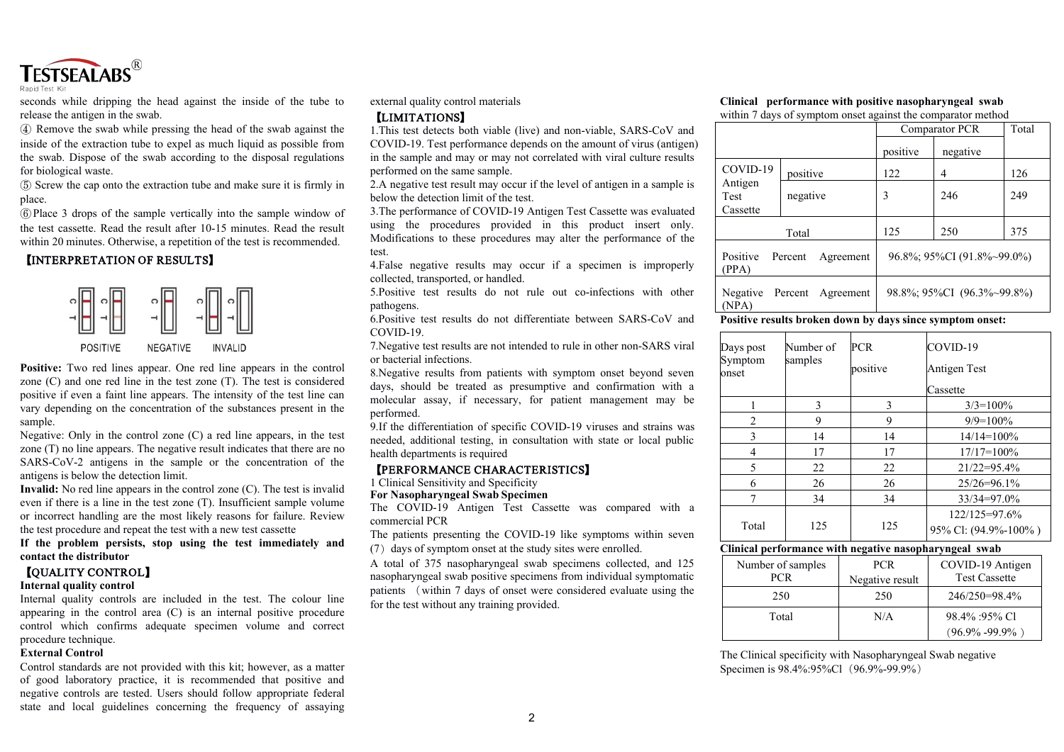seconds while dripping the head against the inside of the tube to release the antigen in the swab.

④ Remove the swab while pressing the head of the swab against the inside of the extraction tube to expel as much liquid as possible from the swab. Dispose of the swab according to the disposal regulations for biological waste.

⑤ Screw the cap onto the extraction tube and make sure it is firmly in place.

⑥ Place 3 drops of the sample vertically into the sample window of the test cassette. Read the result after 10-15 minutes. Read the result within 20 minutes. Otherwise, a repetition of the test is recommended.

## 【INTERPRETATION OF RESULTS】

POSITIVE NEGATIVE INVALID

**Positive:** Two red lines appear. One red line appears in the control zone (C) and one red line in the test zone (T). The test is considered positive if even a faint line appears. The intensity of the test line can vary depending on the concentration of the substances present in the sample.

Negative: Only in the control zone (C) a red line appears, in the test zone (T) no line appears. The negative result indicates that there are no SARS-CoV-2 antigens in the sample or the concentration of the antigens is below the detection limit.

**Invalid:** No red line appears in the control zone (C). The test is invalid even if there is a line in the test zone (T). Insufficient sample volume or incorrect handling are the most likely reasons for failure. Review the test procedure and repeat the test with a new test cassette

**If the problem persists, stop using the test immediately and contact the distributor**

## 【QUALITY CONTROL】

**Internal quality control**

Internal quality controls are included in the test. The colour line appearing in the control area (C) is an internal positive procedure control which confirms adequate specimen volume and correct procedure technique.

**External Control**

Control standards are not provided with this kit; however, as a matter of good laboratory practice, it is recommended that positive and negative controls are tested. Users should follow appropriate federal state and local guidelines concerning the frequency of assaying external quality control materials

## 【LIMITATIONS】

1.This test detects both viable (live) and non-viable, SARS-CoV and COVID-19. Test performance depends on the amount of virus (antigen) in the sample and may or may not correlated with viral culture results performed on the same sample.

2.A negative test result may occur if the level of antigen in a sample is below the detection limit of the test.

3.The performance of COVID-19 Antigen Test Cassette was evaluated using the procedures provided in this product insert only. Modifications to these procedures may alter the performance of the test.

4.False negative results may occur if a specimen is improperly collected, transported, or handled.

5.Positive test results do not rule out co-infections with other pathogens.

6.Positive test results do not differentiate between SARS-CoV and COVID-19.

7.Negative test results are not intended to rule in other non-SARS viral or bacterial infections.

8.Negative results from patients with symptom onset beyond seven days, should be treated as presumptive and confirmation with a molecular assay, if necessary, for patient management may be performed.

9.If the differentiation of specific COVID-19 viruses and strains was needed, additional testing, in consultation with state or local public health departments is required

## 【PERFORMANCE CHARACTERISTICS】

1 Clinical Sensitivity and Specificity

**For Nasopharyngeal Swab Specimen**

The COVID-19 Antigen Test Cassette was compared with a commercial PCR

The patients presenting the COVID-19 like symptoms within seven (7) days of symptom onset at the study sites were enrolled.

A total of 375 nasopharyngeal swab specimens collected, and 125 nasopharyngeal swab positive specimens from individual symptomatic patients (within 7 days of onset were considered evaluate using the for the test without any training provided.

**Clinical performance with positive nasopharyngeal swab** within 7 days of symptom onset against the comparator method

| | | Comparator PCR | | Total |
|---|---|---|---|---|
| | | positive | negative | |
| COVID-19 Antigen Test Cassette | positive | 122 | 4 | 126 |
| | negative | 3 | 246 | 249 |
| Total | | 125 | 250 | 375 |
| Positive Percent Agreement (PPA) | | 96.8%; 95%CI (91.8%~99.0%) | | |
| Negative Percent Agreement (NPA) | | 98.8%; 95%CI (96.3%~99.8%) | | |

**Positive results broken down by days since symptom onset:**

| Days post Symptom onset | Number of samples | PCR positive | COVID-19 Antigen Test Cassette |
|---|---|---|---|
| 1 | 3 | 3 | 3/3=100% |
| 2 | 9 | 9 | 9/9=100% |
| 3 | 14 | 14 | 14/14=100% |
| 4 | 17 | 17 | 17/17=100% |
| 5 | 22 | 22 | 21/22=95.4% |
| 6 | 26 | 26 | 25/26=96.1% |
| 7 | 34 | 34 | 33/34=97.0% |
| Total | 125 | 125 | 122/125=97.6% 95% Cl: (94.9%-100% ) |

**Clinical performance with negative nasopharyngeal swab**

| Number of samples PCR | PCR Negative result | COVID-19 Antigen Test Cassette |
|---|---|---|
| 250 | 250 | 246/250=98.4% |
| Total | N/A | 98.4% :95% Cl (96.9% -99.9% ) |

The Clinical specificity with Nasopharyngeal Swab negative Specimen is 98.4%:95%Cl（96.9%-99.9%）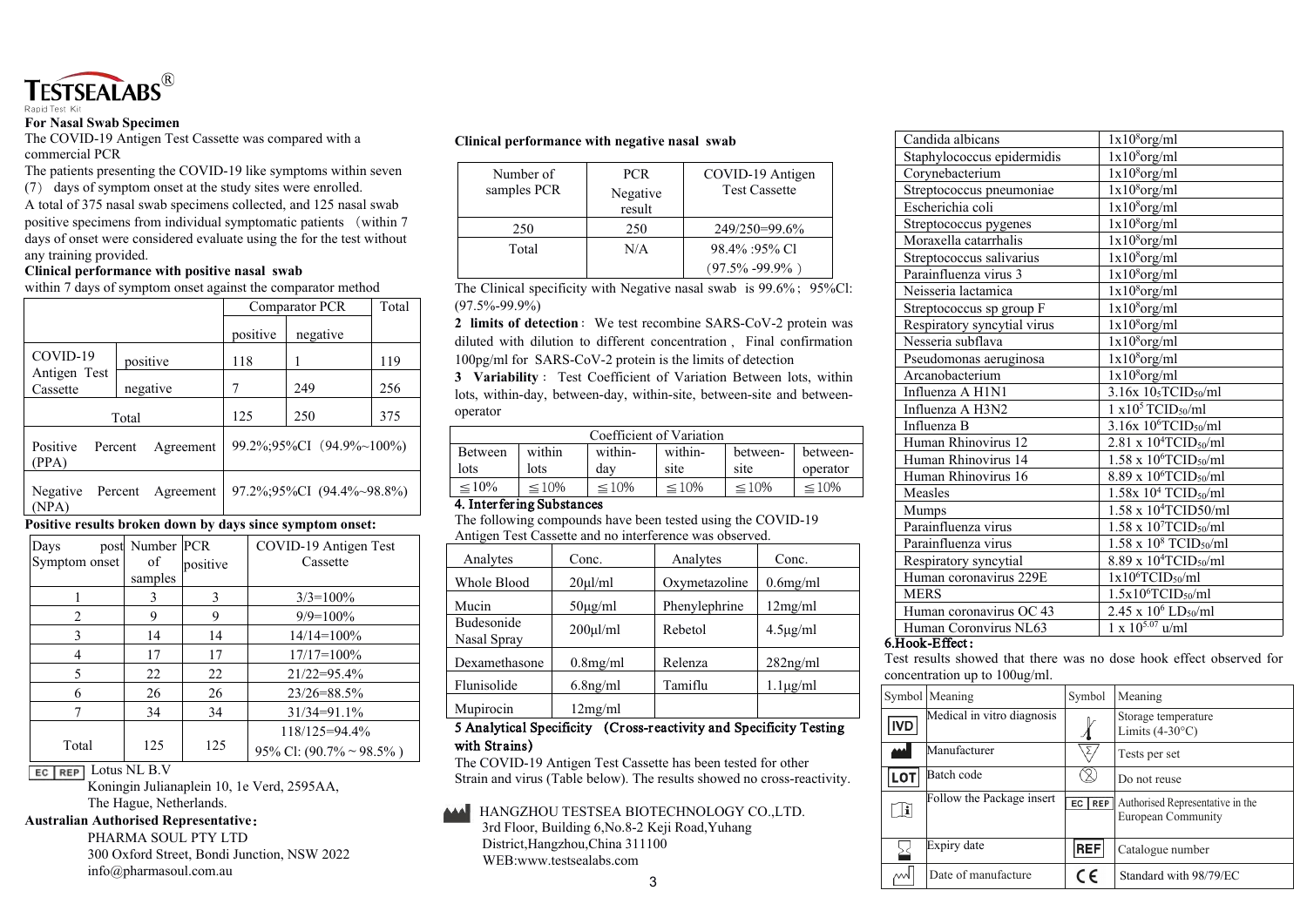TESTSEALABS®
Rapid Test Kit

**For Nasal Swab Specimen**

The COVID-19 Antigen Test Cassette was compared with a commercial PCR

The patients presenting the COVID-19 like symptoms within seven (7) days of symptom onset at the study sites were enrolled.

A total of 375 nasal swab specimens collected, and 125 nasal swab positive specimens from individual symptomatic patients (within 7 days of onset were considered evaluate using the for the test without any training provided.

**Clinical performance with positive nasal swab**

within 7 days of symptom onset against the comparator method

| | | Comparator PCR | | Total |
|---|---|---|---|---|
| | | positive | negative | |
| COVID-19 Antigen Test Cassette | positive | 118 | 1 | 119 |
| | negative | 7 | 249 | 256 |
| Total | | 125 | 250 | 375 |
| Positive Percent Agreement (PPA) | | 99.2%;95%CI (94.9%~100%) | | |
| Negative Percent Agreement (NPA) | | 97.2%;95%CI (94.4%~98.8%) | | |

**Positive results broken down by days since symptom onset:**

| Days post Symptom onset | Number of samples | PCR positive | COVID-19 Antigen Test Cassette |
|---|---|---|---|
| 1 | 3 | 3 | 3/3=100% |
| 2 | 9 | 9 | 9/9=100% |
| 3 | 14 | 14 | 14/14=100% |
| 4 | 17 | 17 | 17/17=100% |
| 5 | 22 | 22 | 21/22=95.4% |
| 6 | 26 | 26 | 23/26=88.5% |
| 7 | 34 | 34 | 31/34=91.1% |
| Total | 125 | 125 | 118/125=94.4% 95% Cl: (90.7% ~ 98.5% ) |

EC REP Lotus NL B.V
Koningin Julianaplein 10, 1e Verd, 2595AA,
The Hague, Netherlands.

**Australian Authorised Representative:**
PHARMA SOUL PTY LTD
300 Oxford Street, Bondi Junction, NSW 2022
info@pharmasoul.com.au

**Clinical performance with negative nasal swab**

| Number of samples PCR | PCR Negative result | COVID-19 Antigen Test Cassette |
|---|---|---|
| 250 | 250 | 249/250=99.6% |
| Total | N/A | 98.4% :95% Cl (97.5% -99.9% ) |

The Clinical specificity with Negative nasal swab is 99.6%; 95%Cl: (97.5%-99.9%)

**2 limits of detection**: We test recombine SARS-CoV-2 protein was diluted with dilution to different concentration , Final confirmation 100pg/ml for SARS-CoV-2 protein is the limits of detection

**3 Variability**: Test Coefficient of Variation Between lots, within lots, within-day, between-day, within-site, between-site and between-operator

| Coefficient of Variation | | | | | |
|---|---|---|---|---|---|
| Between lots | within lots | within-day | within-site | between-site | between-operator |
| ≦10% | ≦10% | ≦10% | ≦10% | ≦10% | ≦10% |

**4. Interfering Substances**

The following compounds have been tested using the COVID-19 Antigen Test Cassette and no interference was observed.

| Analytes | Conc. | Analytes | Conc. |
|---|---|---|---|
| Whole Blood | 20μl/ml | Oxymetazoline | 0.6mg/ml |
| Mucin | 50μg/ml | Phenylephrine | 12mg/ml |
| Budesonide Nasal Spray | 200μl/ml | Rebetol | 4.5μg/ml |
| Dexamethasone | 0.8mg/ml | Relenza | 282ng/ml |
| Flunisolide | 6.8ng/ml | Tamiflu | 1.1μg/ml |
| Mupirocin | 12mg/ml | | |

**5 Analytical Specificity (Cross-reactivity and Specificity Testing with Strains)**

The COVID-19 Antigen Test Cassette has been tested for other Strain and virus (Table below). The results showed no cross-reactivity.

HANGZHOU TESTSEA BIOTECHNOLOGY CO.,LTD.
3rd Floor, Building 6,No.8-2 Keji Road,Yuhang District,Hangzhou,China 311100
WEB:www.testsealabs.com

| | |
|---|---|
| Candida albicans | $1x10^8$org/ml |
| Staphylococcus epidermidis | $1x10^8$org/ml |
| Corynebacterium | $1x10^8$org/ml |
| Streptococcus pneumoniae | $1x10^8$org/ml |
| Escherichia coli | $1x10^8$org/ml |
| Streptococcus pygenes | $1x10^8$org/ml |
| Moraxella catarrhalis | $1x10^8$org/ml |
| Streptococcus salivarius | $1x10^8$org/ml |
| Parainfluenza virus 3 | $1x10^8$org/ml |
| Neisseria lactamica | $1x10^8$org/ml |
| Streptococcus sp group F | $1x10^8$org/ml |
| Respiratory syncytial virus | $1x10^8$org/ml |
| Nesseria subflava | $1x10^8$org/ml |
| Pseudomonas aeruginosa | $1x10^8$org/ml |
| Arcanobacterium | $1x10^8$org/ml |
| Influenza A H1N1 | 3.16x $10_5$$TCID_{50}$/ml |
| Influenza A H3N2 | 1 x$10^5$ $TCID_{50}$/ml |
| Influenza B | 3.16x $10^6$$TCID_{50}$/ml |
| Human Rhinovirus 12 | 2.81 x $10^4$$TCID_{50}$/ml |
| Human Rhinovirus 14 | 1.58 x $10^6$$TCID_{50}$/ml |
| Human Rhinovirus 16 | 8.89 x $10^6$$TCID_{50}$/ml |
| Measles | 1.58x $10^4$ $TCID_{50}$/ml |
| Mumps | 1.58 x $10^4$TCID50/ml |
| Parainfluenza virus | 1.58 x $10^7$$TCID_{50}$/ml |
| Parainfluenza virus | 1.58 x $10^8$ $TCID_{50}$/ml |
| Respiratory syncytial | 8.89 x $10^4$$TCID_{50}$/ml |
| Human coronavirus 229E | $1x10^6$$TCID_{50}$/ml |
| MERS | $1.5x10^6$$TCID_{50}$/ml |
| Human coronavirus OC 43 | 2.45 x $10^6$ $LD_{50}$/ml |
| Human Coronvirus NL63 | 1 x $10^{5.07}$ u/ml |

**6.Hook-Effect:**

Test results showed that there was no dose hook effect observed for concentration up to 100ug/ml.

| Symbol | Meaning | Symbol | Meaning |
|---|---|---|---|
| IVD | Medical in vitro diagnosis | | Storage temperature Limits (4-30°C) |
| | Manufacturer | | Tests per set |
| LOT | Batch code | | Do not reuse |
| | Follow the Package insert | EC REP | Authorised Representative in the European Community |
| | Expiry date | REF | Catalogue number |
| | Date of manufacture | CE | Standard with 98/79/EC |